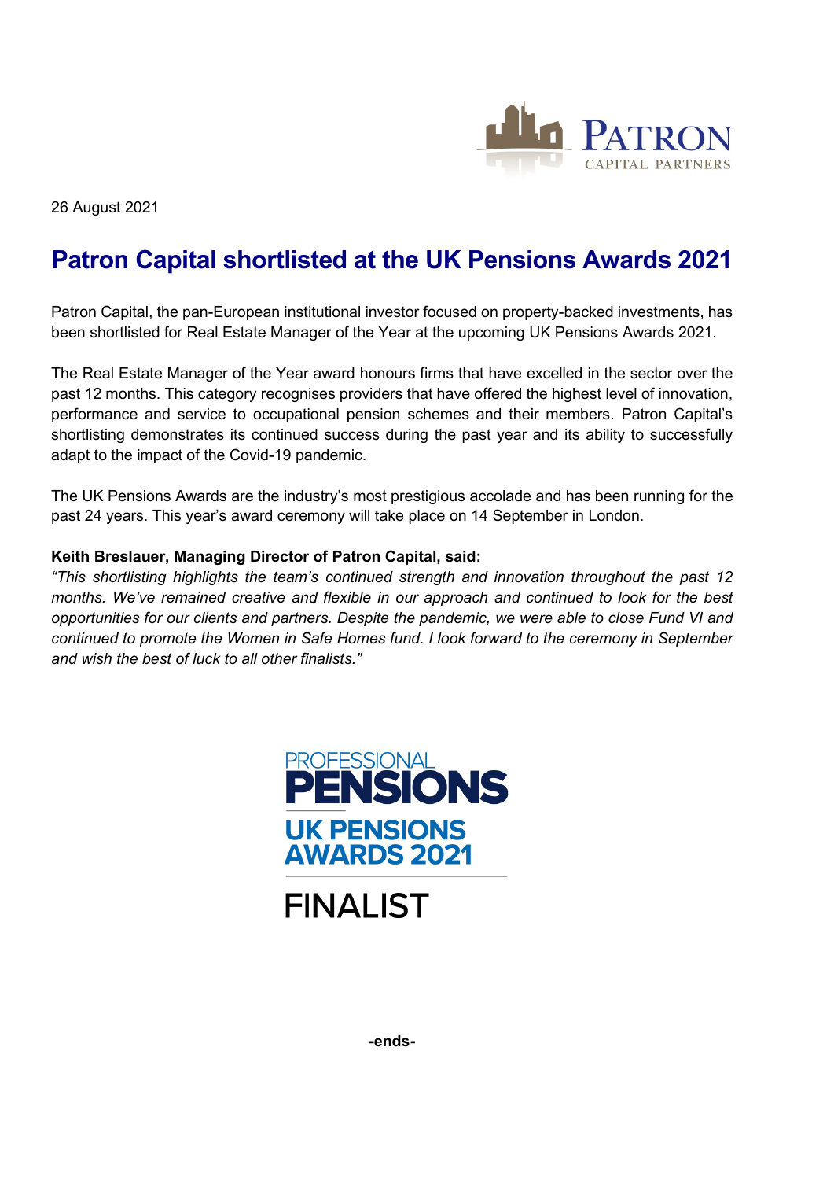26 August 2021

# Patron Capital shortlisted at the UK Pensions Awards 2021

Patron Capital, the pan-European institutional investor focused on property-backed investments, has been shortlisted for Real Estate Manager of the Year at the upcoming UK Pensions Awards 2021.

The Real Estate Manager of the Year award honours firms that have excelled in the sector over the past 12 months. This category recognises providers that have offered the highest level of innovation, performance and service to occupational pension schemes and their members. Patron Capital's shortlisting demonstrates its continued success during the past year and its ability to successfully adapt to the impact of the Covid-19 pandemic.

The UK Pensions Awards are the industry's most prestigious accolade and has been running for the past 24 years. This year's award ceremony will take place on 14 September in London.

**Keith Breslauer, Managing Director of Patron Capital, said:**

*"This shortlisting highlights the team's continued strength and innovation throughout the past 12 months. We've remained creative and flexible in our approach and continued to look for the best opportunities for our clients and partners. Despite the pandemic, we were able to close Fund VI and continued to promote the Women in Safe Homes fund. I look forward to the ceremony in September and wish the best of luck to all other finalists."*

PROFESSIONAL PENSIONS

UK PENSIONS AWARDS 2021

FINALIST

**-ends-**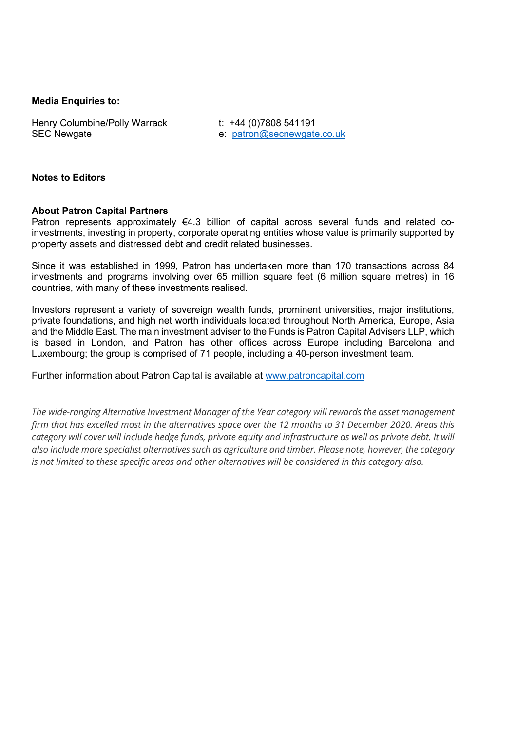**Media Enquiries to:**

Henry Columbine/Polly Warrack
SEC Newgate

t: +44 (0)7808 541191
e: patron@secnewgate.co.uk

**Notes to Editors**

**About Patron Capital Partners**
Patron represents approximately €4.3 billion of capital across several funds and related co-investments, investing in property, corporate operating entities whose value is primarily supported by property assets and distressed debt and credit related businesses.

Since it was established in 1999, Patron has undertaken more than 170 transactions across 84 investments and programs involving over 65 million square feet (6 million square metres) in 16 countries, with many of these investments realised.

Investors represent a variety of sovereign wealth funds, prominent universities, major institutions, private foundations, and high net worth individuals located throughout North America, Europe, Asia and the Middle East. The main investment adviser to the Funds is Patron Capital Advisers LLP, which is based in London, and Patron has other offices across Europe including Barcelona and Luxembourg; the group is comprised of 71 people, including a 40-person investment team.

Further information about Patron Capital is available at www.patroncapital.com

*The wide-ranging Alternative Investment Manager of the Year category will rewards the asset management firm that has excelled most in the alternatives space over the 12 months to 31 December 2020. Areas this category will cover will include hedge funds, private equity and infrastructure as well as private debt. It will also include more specialist alternatives such as agriculture and timber. Please note, however, the category is not limited to these specific areas and other alternatives will be considered in this category also.*